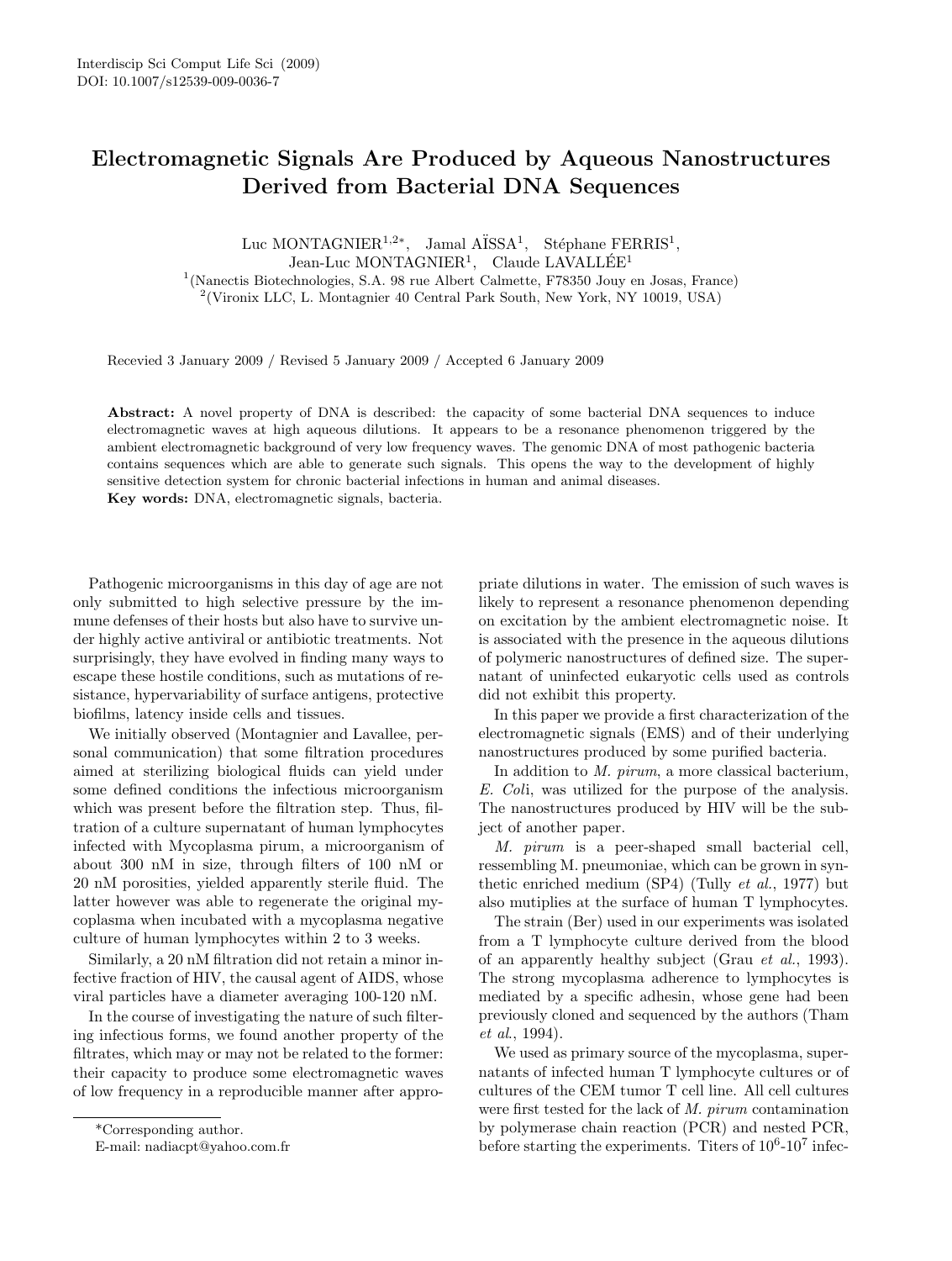Interdiscip Sci Comput Life Sci (2009)
DOI: 10.1007/s12539-009-0036-7

# Electromagnetic Signals Are Produced by Aqueous Nanostructures Derived from Bacterial DNA Sequences

Luc MONTAGNIER[1,2*], Jamal AÏSSA[1], Stéphane FERRIS[1], Jean-Luc MONTAGNIER[1], Claude LAVALLÉE[1]

[1](Nanectis Biotechnologies, S.A. 98 rue Albert Calmette, F78350 Jouy en Josas, France)
[2](Vironix LLC, L. Montagnier 40 Central Park South, New York, NY 10019, USA)

Recevied 3 January 2009 / Revised 5 January 2009 / Accepted 6 January 2009

**Abstract:** A novel property of DNA is described: the capacity of some bacterial DNA sequences to induce electromagnetic waves at high aqueous dilutions. It appears to be a resonance phenomenon triggered by the ambient electromagnetic background of very low frequency waves. The genomic DNA of most pathogenic bacteria contains sequences which are able to generate such signals. This opens the way to the development of highly sensitive detection system for chronic bacterial infections in human and animal diseases.
**Key words:** DNA, electromagnetic signals, bacteria.

Pathogenic microorganisms in this day of age are not only submitted to high selective pressure by the immune defenses of their hosts but also have to survive under highly active antiviral or antibiotic treatments. Not surprisingly, they have evolved in finding many ways to escape these hostile conditions, such as mutations of resistance, hypervariability of surface antigens, protective biofilms, latency inside cells and tissues.

We initially observed (Montagnier and Lavallee, personal communication) that some filtration procedures aimed at sterilizing biological fluids can yield under some defined conditions the infectious microorganism which was present before the filtration step. Thus, filtration of a culture supernatant of human lymphocytes infected with Mycoplasma pirum, a microorganism of about 300 nM in size, through filters of 100 nM or 20 nM porosities, yielded apparently sterile fluid. The latter however was able to regenerate the original mycoplasma when incubated with a mycoplasma negative culture of human lymphocytes within 2 to 3 weeks.

Similarly, a 20 nM filtration did not retain a minor infective fraction of HIV, the causal agent of AIDS, whose viral particles have a diameter averaging 100-120 nM.

In the course of investigating the nature of such filtering infectious forms, we found another property of the filtrates, which may or may not be related to the former: their capacity to produce some electromagnetic waves of low frequency in a reproducible manner after appropriate dilutions in water. The emission of such waves is likely to represent a resonance phenomenon depending on excitation by the ambient electromagnetic noise. It is associated with the presence in the aqueous dilutions of polymeric nanostructures of defined size. The supernatant of uninfected eukaryotic cells used as controls did not exhibit this property.

In this paper we provide a first characterization of the electromagnetic signals (EMS) and of their underlying nanostructures produced by some purified bacteria.

In addition to *M. pirum*, a more classical bacterium, *E. Col*i, was utilized for the purpose of the analysis. The nanostructures produced by HIV will be the subject of another paper.

*M. pirum* is a peer-shaped small bacterial cell, ressembling M. pneumoniae, which can be grown in synthetic enriched medium (SP4) (Tully *et al.*, 1977) but also mutiplies at the surface of human T lymphocytes.

The strain (Ber) used in our experiments was isolated from a T lymphocyte culture derived from the blood of an apparently healthy subject (Grau *et al.*, 1993). The strong mycoplasma adherence to lymphocytes is mediated by a specific adhesin, whose gene had been previously cloned and sequenced by the authors (Tham *et al.*, 1994).

We used as primary source of the mycoplasma, supernatants of infected human T lymphocyte cultures or of cultures of the CEM tumor T cell line. All cell cultures were first tested for the lack of *M. pirum* contamination by polymerase chain reaction (PCR) and nested PCR, before starting the experiments. Titers of $10^6$-$10^7$ infec-

*Corresponding author.
E-mail: nadiacpt@yahoo.com.fr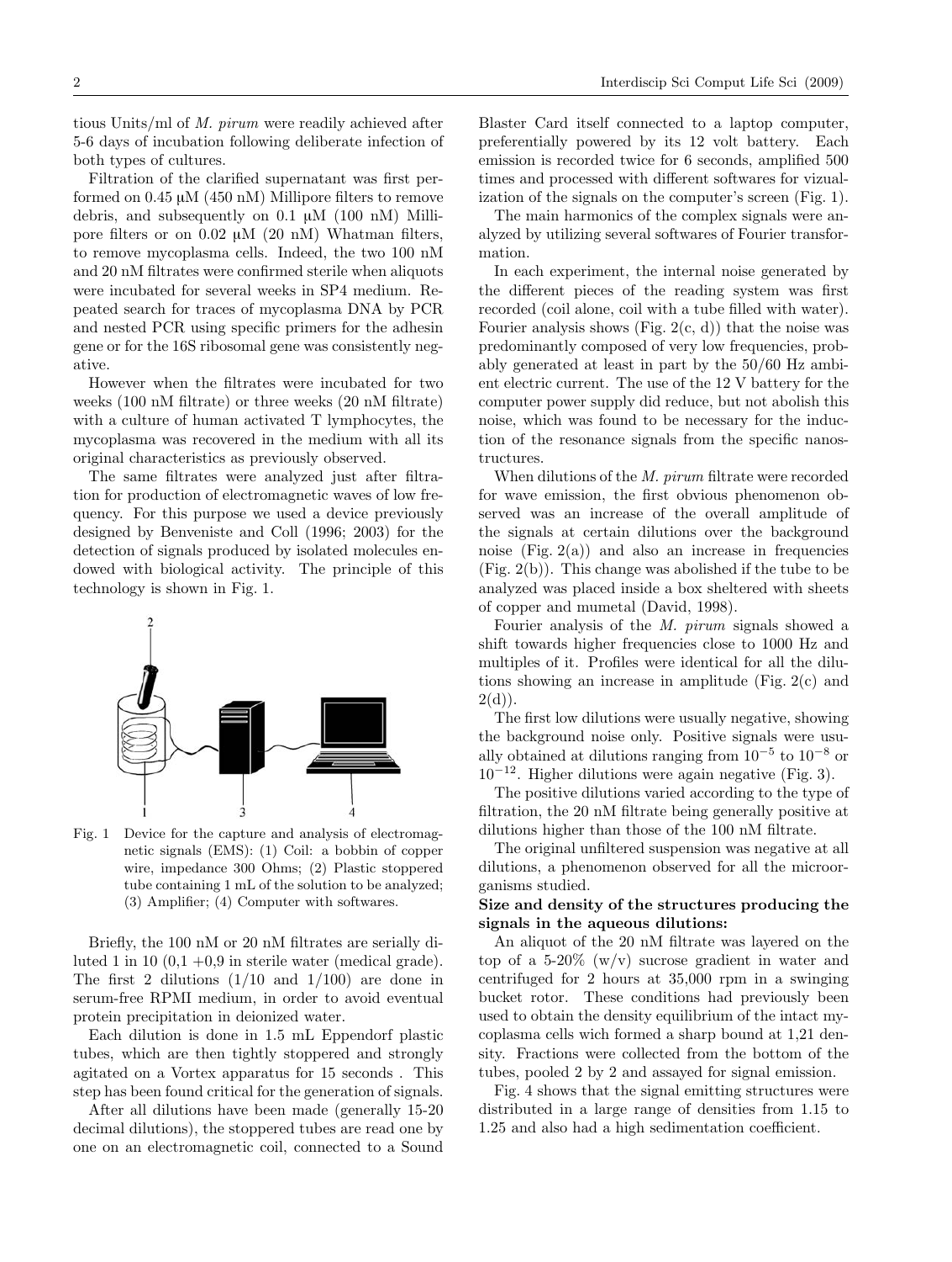tious Units/ml of *M. pirum* were readily achieved after 5-6 days of incubation following deliberate infection of both types of cultures.

Filtration of the clarified supernatant was first performed on 0.45 μM (450 nM) Millipore filters to remove debris, and subsequently on 0.1 μM (100 nM) Millipore filters or on 0.02 μM (20 nM) Whatman filters, to remove mycoplasma cells. Indeed, the two 100 nM and 20 nM filtrates were confirmed sterile when aliquots were incubated for several weeks in SP4 medium. Repeated search for traces of mycoplasma DNA by PCR and nested PCR using specific primers for the adhesin gene or for the 16S ribosomal gene was consistently negative.

However when the filtrates were incubated for two weeks (100 nM filtrate) or three weeks (20 nM filtrate) with a culture of human activated T lymphocytes, the mycoplasma was recovered in the medium with all its original characteristics as previously observed.

The same filtrates were analyzed just after filtration for production of electromagnetic waves of low frequency. For this purpose we used a device previously designed by Benveniste and Coll (1996; 2003) for the detection of signals produced by isolated molecules endowed with biological activity. The principle of this technology is shown in Fig. 1.

Fig. 1 Device for the capture and analysis of electromagnetic signals (EMS): (1) Coil: a bobbin of copper wire, impedance 300 Ohms; (2) Plastic stoppered tube containing 1 mL of the solution to be analyzed; (3) Amplifier; (4) Computer with softwares.

Briefly, the 100 nM or 20 nM filtrates are serially diluted 1 in 10 (0,1 +0,9 in sterile water (medical grade). The first 2 dilutions (1/10 and 1/100) are done in serum-free RPMI medium, in order to avoid eventual protein precipitation in deionized water.

Each dilution is done in 1.5 mL Eppendorf plastic tubes, which are then tightly stoppered and strongly agitated on a Vortex apparatus for 15 seconds . This step has been found critical for the generation of signals.

After all dilutions have been made (generally 15-20 decimal dilutions), the stoppered tubes are read one by one on an electromagnetic coil, connected to a Sound Blaster Card itself connected to a laptop computer, preferentially powered by its 12 volt battery. Each emission is recorded twice for 6 seconds, amplified 500 times and processed with different softwares for vizualization of the signals on the computer's screen (Fig. 1).

The main harmonics of the complex signals were analyzed by utilizing several softwares of Fourier transformation.

In each experiment, the internal noise generated by the different pieces of the reading system was first recorded (coil alone, coil with a tube filled with water). Fourier analysis shows (Fig. 2(c, d)) that the noise was predominantly composed of very low frequencies, probably generated at least in part by the 50/60 Hz ambient electric current. The use of the 12 V battery for the computer power supply did reduce, but not abolish this noise, which was found to be necessary for the induction of the resonance signals from the specific nanostructures.

When dilutions of the *M. pirum* filtrate were recorded for wave emission, the first obvious phenomenon observed was an increase of the overall amplitude of the signals at certain dilutions over the background noise (Fig. 2(a)) and also an increase in frequencies (Fig. 2(b)). This change was abolished if the tube to be analyzed was placed inside a box sheltered with sheets of copper and mumetal (David, 1998).

Fourier analysis of the *M. pirum* signals showed a shift towards higher frequencies close to 1000 Hz and multiples of it. Profiles were identical for all the dilutions showing an increase in amplitude (Fig. 2(c) and 2(d)).

The first low dilutions were usually negative, showing the background noise only. Positive signals were usually obtained at dilutions ranging from $10^{-5}$ to $10^{-8}$ or $10^{-12}$. Higher dilutions were again negative (Fig. 3).

The positive dilutions varied according to the type of filtration, the 20 nM filtrate being generally positive at dilutions higher than those of the 100 nM filtrate.

The original unfiltered suspension was negative at all dilutions, a phenomenon observed for all the microorganisms studied.

**Size and density of the structures producing the signals in the aqueous dilutions:**

An aliquot of the 20 nM filtrate was layered on the top of a 5-20% (w/v) sucrose gradient in water and centrifuged for 2 hours at 35,000 rpm in a swinging bucket rotor. These conditions had previously been used to obtain the density equilibrium of the intact mycoplasma cells wich formed a sharp bound at 1,21 density. Fractions were collected from the bottom of the tubes, pooled 2 by 2 and assayed for signal emission.

Fig. 4 shows that the signal emitting structures were distributed in a large range of densities from 1.15 to 1.25 and also had a high sedimentation coefficient.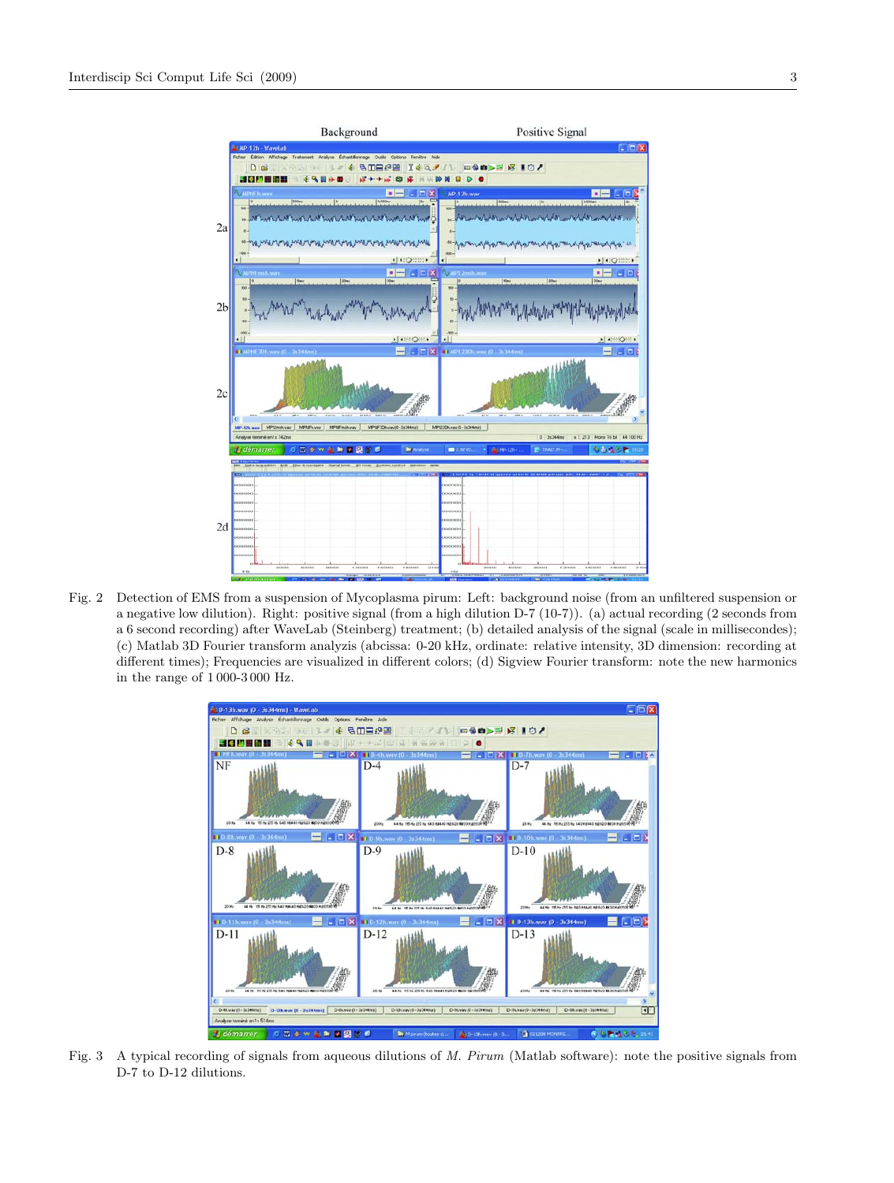Fig. 2 Detection of EMS from a suspension of Mycoplasma pirum: Left: background noise (from an unfiltered suspension or a negative low dilution). Right: positive signal (from a high dilution D-7 (10-7)). (a) actual recording (2 seconds from a 6 second recording) after WaveLab (Steinberg) treatment; (b) detailed analysis of the signal (scale in millisecondes); (c) Matlab 3D Fourier transform analyzis (abcissa: 0-20 kHz, ordinate: relative intensity, 3D dimension: recording at different times); Frequencies are visualized in different colors; (d) Sigview Fourier transform: note the new harmonics in the range of 1 000-3 000 Hz.

Fig. 3 A typical recording of signals from aqueous dilutions of *M. Pirum* (Matlab software): note the positive signals from D-7 to D-12 dilutions.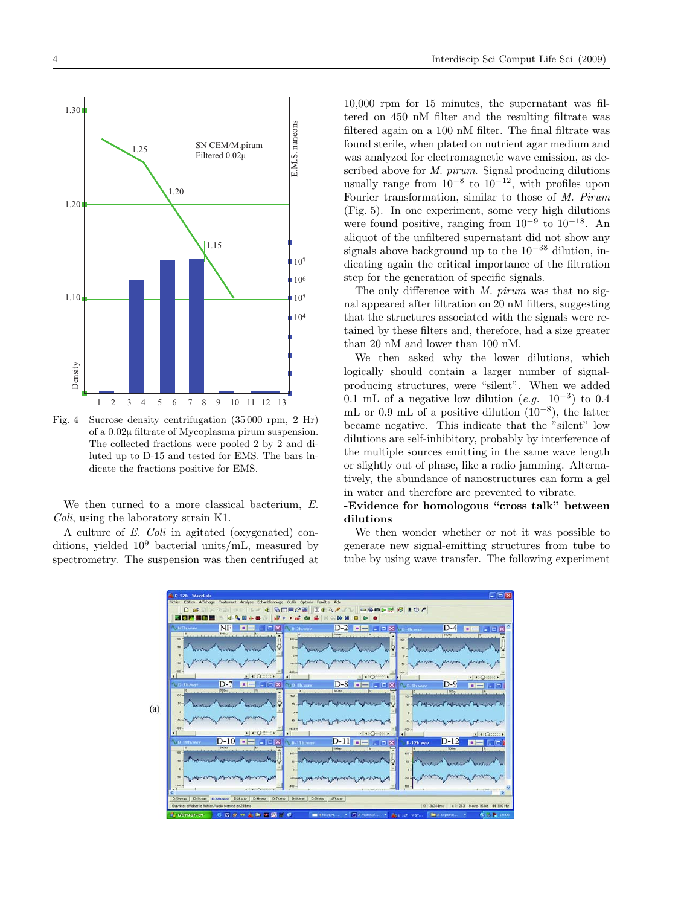Fig. 4 Sucrose density centrifugation (35 000 rpm, 2 Hr) of a 0.02µ filtrate of Mycoplasma pirum suspension. The collected fractions were pooled 2 by 2 and diluted up to D-15 and tested for EMS. The bars indicate the fractions positive for EMS.

We then turned to a more classical bacterium, *E. Coli*, using the laboratory strain K1.

A culture of *E. Coli* in agitated (oxygenated) conditions, yielded $10^9$ bacterial units/mL, measured by spectrometry. The suspension was then centrifuged at 10,000 rpm for 15 minutes, the supernatant was filtered on 450 nM filter and the resulting filtrate was filtered again on a 100 nM filter. The final filtrate was found sterile, when plated on nutrient agar medium and was analyzed for electromagnetic wave emission, as described above for *M. pirum*. Signal producing dilutions usually range from $10^{-8}$ to $10^{-12}$, with profiles upon Fourier transformation, similar to those of *M. Pirum* (Fig. 5). In one experiment, some very high dilutions were found positive, ranging from $10^{-9}$ to $10^{-18}$. An aliquot of the unfiltered supernatant did not show any signals above background up to the $10^{-38}$ dilution, indicating again the critical importance of the filtration step for the generation of specific signals.

The only difference with *M. pirum* was that no signal appeared after filtration on 20 nM filters, suggesting that the structures associated with the signals were retained by these filters and, therefore, had a size greater than 20 nM and lower than 100 nM.

We then asked why the lower dilutions, which logically should contain a larger number of signal-producing structures, were "silent". When we added 0.1 mL of a negative low dilution (*e.g.* $10^{-3}$) to 0.4 mL or 0.9 mL of a positive dilution ($10^{-8}$), the latter became negative. This indicate that the "silent" low dilutions are self-inhibitory, probably by interference of the multiple sources emitting in the same wave length or slightly out of phase, like a radio jamming. Alternatively, the abundance of nanostructures can form a gel in water and therefore are prevented to vibrate.

**-Evidence for homologous "cross talk" between dilutions**

We then wonder whether or not it was possible to generate new signal-emitting structures from tube to tube by using wave transfer. The following experiment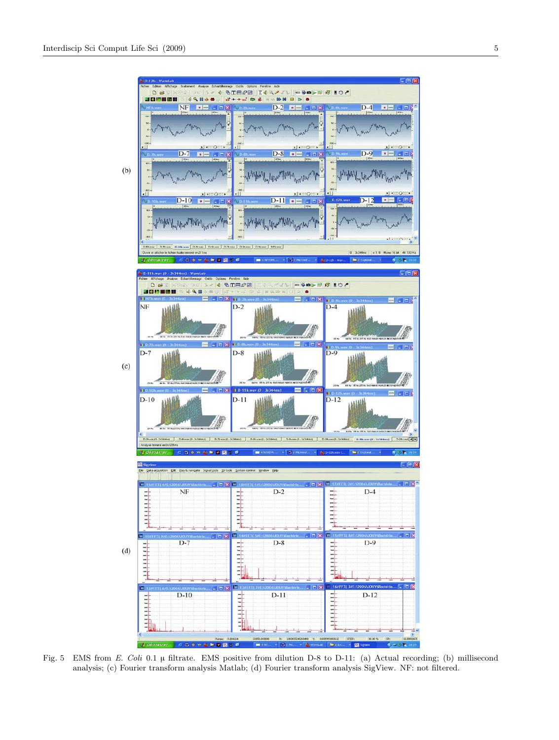Fig. 5 EMS from *E. Coli* 0.1 μ filtrate. EMS positive from dilution D-8 to D-11: (a) Actual recording; (b) millisecond analysis; (c) Fourier transform analysis Matlab; (d) Fourier transform analysis SigView. NF: not filtered.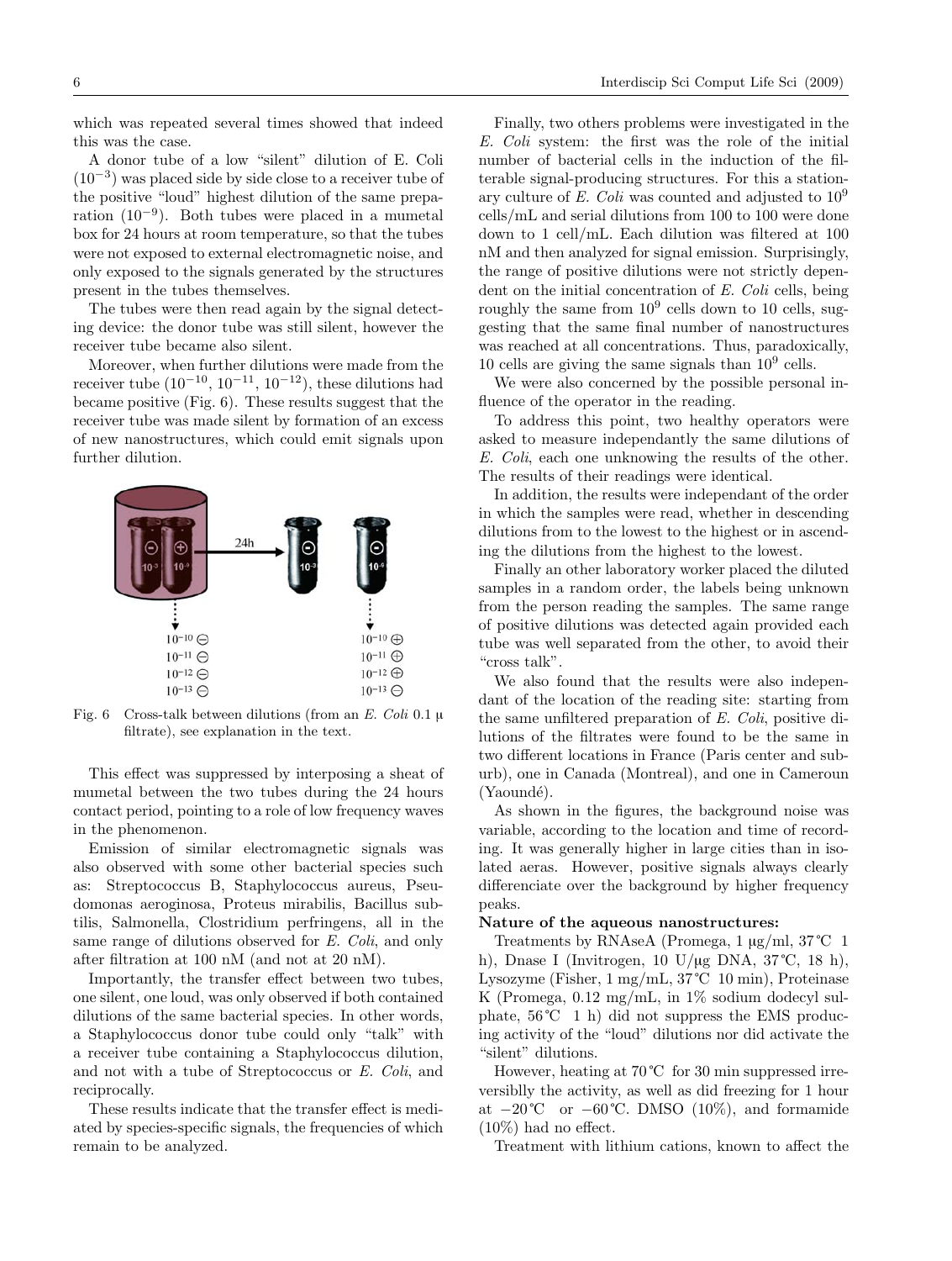which was repeated several times showed that indeed this was the case.

A donor tube of a low "silent" dilution of E. Coli ($10^{-3}$) was placed side by side close to a receiver tube of the positive "loud" highest dilution of the same preparation ($10^{-9}$). Both tubes were placed in a mumetal box for 24 hours at room temperature, so that the tubes were not exposed to external electromagnetic noise, and only exposed to the signals generated by the structures present in the tubes themselves.

The tubes were then read again by the signal detecting device: the donor tube was still silent, however the receiver tube became also silent.

Moreover, when further dilutions were made from the receiver tube ($10^{-10}$, $10^{-11}$, $10^{-12}$), these dilutions had became positive (Fig. 6). These results suggest that the receiver tube was made silent by formation of an excess of new nanostructures, which could emit signals upon further dilution.

Fig. 6 Cross-talk between dilutions (from an *E. Coli* 0.1 μ filtrate), see explanation in the text.

This effect was suppressed by interposing a sheat of mumetal between the two tubes during the 24 hours contact period, pointing to a role of low frequency waves in the phenomenon.

Emission of similar electromagnetic signals was also observed with some other bacterial species such as: Streptococcus B, Staphylococcus aureus, Pseudomonas aeroginosa, Proteus mirabilis, Bacillus subtilis, Salmonella, Clostridium perfringens, all in the same range of dilutions observed for *E. Coli*, and only after filtration at 100 nM (and not at 20 nM).

Importantly, the transfer effect between two tubes, one silent, one loud, was only observed if both contained dilutions of the same bacterial species. In other words, a Staphylococcus donor tube could only "talk" with a receiver tube containing a Staphylococcus dilution, and not with a tube of Streptococcus or *E. Coli*, and reciprocally.

These results indicate that the transfer effect is mediated by species-specific signals, the frequencies of which remain to be analyzed.

Finally, two others problems were investigated in the *E. Coli* system: the first was the role of the initial number of bacterial cells in the induction of the filterable signal-producing structures. For this a stationary culture of *E. Coli* was counted and adjusted to $10^9$ cells/mL and serial dilutions from 100 to 100 were done down to 1 cell/mL. Each dilution was filtered at 100 nM and then analyzed for signal emission. Surprisingly, the range of positive dilutions were not strictly dependent on the initial concentration of *E. Coli* cells, being roughly the same from $10^9$ cells down to 10 cells, suggesting that the same final number of nanostructures was reached at all concentrations. Thus, paradoxically, 10 cells are giving the same signals than $10^9$ cells.

We were also concerned by the possible personal influence of the operator in the reading.

To address this point, two healthy operators were asked to measure independantly the same dilutions of *E. Coli*, each one unknowing the results of the other. The results of their readings were identical.

In addition, the results were independant of the order in which the samples were read, whether in descending dilutions from to the lowest to the highest or in ascending the dilutions from the highest to the lowest.

Finally an other laboratory worker placed the diluted samples in a random order, the labels being unknown from the person reading the samples. The same range of positive dilutions was detected again provided each tube was well separated from the other, to avoid their "cross talk".

We also found that the results were also independant of the location of the reading site: starting from the same unfiltered preparation of *E. Coli*, positive dilutions of the filtrates were found to be the same in two different locations in France (Paris center and suburb), one in Canada (Montreal), and one in Cameroun (Yaoundé).

As shown in the figures, the background noise was variable, according to the location and time of recording. It was generally higher in large cities than in isolated aeras. However, positive signals always clearly differenciate over the background by higher frequency peaks.

**Nature of the aqueous nanostructures:**

Treatments by RNAseA (Promega, 1 μg/ml, 37℃ 1 h), Dnase I (Invitrogen, 10 U/μg DNA, 37℃, 18 h), Lysozyme (Fisher, 1 mg/mL, 37℃ 10 min), Proteinase K (Promega, 0.12 mg/mL, in 1% sodium dodecyl sulphate, 56℃ 1 h) did not suppress the EMS producing activity of the "loud" dilutions nor did activate the "silent" dilutions.

However, heating at 70℃ for 30 min suppressed irreversiblly the activity, as well as did freezing for 1 hour at −20℃ or −60℃. DMSO (10%), and formamide (10%) had no effect.

Treatment with lithium cations, known to affect the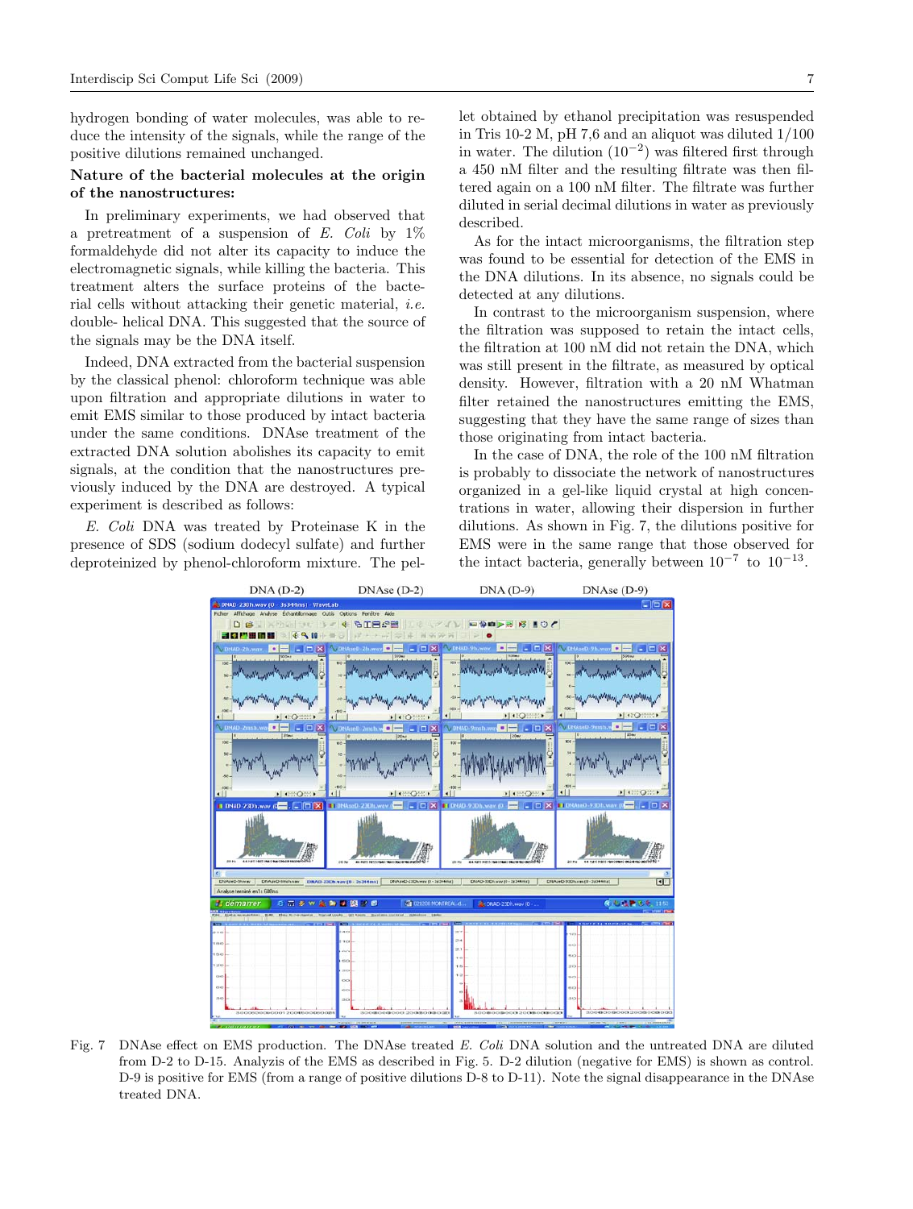hydrogen bonding of water molecules, was able to reduce the intensity of the signals, while the range of the positive dilutions remained unchanged.

**Nature of the bacterial molecules at the origin of the nanostructures:**

In preliminary experiments, we had observed that a pretreatment of a suspension of *E. Coli* by 1% formaldehyde did not alter its capacity to induce the electromagnetic signals, while killing the bacteria. This treatment alters the surface proteins of the bacterial cells without attacking their genetic material, *i.e.* double- helical DNA. This suggested that the source of the signals may be the DNA itself.

Indeed, DNA extracted from the bacterial suspension by the classical phenol: chloroform technique was able upon filtration and appropriate dilutions in water to emit EMS similar to those produced by intact bacteria under the same conditions. DNAse treatment of the extracted DNA solution abolishes its capacity to emit signals, at the condition that the nanostructures previously induced by the DNA are destroyed. A typical experiment is described as follows:

*E. Coli* DNA was treated by Proteinase K in the presence of SDS (sodium dodecyl sulfate) and further deproteinized by phenol-chloroform mixture. The pellet obtained by ethanol precipitation was resuspended in Tris 10-2 M, pH 7,6 and an aliquot was diluted 1/100 in water. The dilution ($10^{-2}$) was filtered first through a 450 nM filter and the resulting filtrate was then filtered again on a 100 nM filter. The filtrate was further diluted in serial decimal dilutions in water as previously described.

As for the intact microorganisms, the filtration step was found to be essential for detection of the EMS in the DNA dilutions. In its absence, no signals could be detected at any dilutions.

In contrast to the microorganism suspension, where the filtration was supposed to retain the intact cells, the filtration at 100 nM did not retain the DNA, which was still present in the filtrate, as measured by optical density. However, filtration with a 20 nM Whatman filter retained the nanostructures emitting the EMS, suggesting that they have the same range of sizes than those originating from intact bacteria.

In the case of DNA, the role of the 100 nM filtration is probably to dissociate the network of nanostructures organized in a gel-like liquid crystal at high concentrations in water, allowing their dispersion in further dilutions. As shown in Fig. 7, the dilutions positive for EMS were in the same range that those observed for the intact bacteria, generally between $10^{-7}$ to $10^{-13}$.

Fig. 7 DNAse effect on EMS production. The DNAse treated *E. Coli* DNA solution and the untreated DNA are diluted from D-2 to D-15. Analyzis of the EMS as described in Fig. 5. D-2 dilution (negative for EMS) is shown as control. D-9 is positive for EMS (from a range of positive dilutions D-8 to D-11). Note the signal disappearance in the DNAse treated DNA.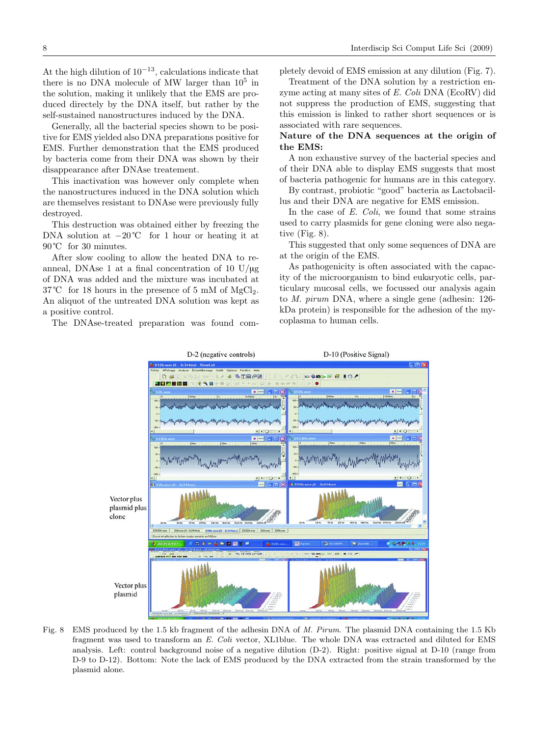At the high dilution of $10^{-13}$, calculations indicate that there is no DNA molecule of MW larger than $10^5$ in the solution, making it unlikely that the EMS are produced directely by the DNA itself, but rather by the self-sustained nanostructures induced by the DNA.

Generally, all the bacterial species shown to be positive for EMS yielded also DNA preparations positive for EMS. Further demonstration that the EMS produced by bacteria come from their DNA was shown by their disappearance after DNAse treatement.

This inactivation was however only complete when the nanostructures induced in the DNA solution which are themselves resistant to DNAse were previously fully destroyed.

This destruction was obtained either by freezing the DNA solution at $-20$°C for 1 hour or heating it at 90°C for 30 minutes.

After slow cooling to allow the heated DNA to reanneal, DNAse 1 at a final concentration of 10 U/µg of DNA was added and the mixture was incubated at 37°C for 18 hours in the presence of 5 mM of $MgCl_2$. An aliquot of the untreated DNA solution was kept as a positive control.

The DNAse-treated preparation was found completely devoid of EMS emission at any dilution (Fig. 7).

Treatment of the DNA solution by a restriction enzyme acting at many sites of *E. Coli* DNA (EcoRV) did not suppress the production of EMS, suggesting that this emission is linked to rather short sequences or is associated with rare sequences.

**Nature of the DNA sequences at the origin of the EMS:**

A non exhaustive survey of the bacterial species and of their DNA able to display EMS suggests that most of bacteria pathogenic for humans are in this category.

By contrast, probiotic "good" bacteria as Lactobacillus and their DNA are negative for EMS emission.

In the case of *E. Coli*, we found that some strains used to carry plasmids for gene cloning were also negative (Fig. 8).

This suggested that only some sequences of DNA are at the origin of the EMS.

As pathogenicity is often associated with the capacity of the microorganism to bind eukaryotic cells, particulary mucosal cells, we focussed our analysis again to *M. pirum* DNA, where a single gene (adhesin: 126-kDa protein) is responsible for the adhesion of the mycoplasma to human cells.

Fig. 8 EMS produced by the 1.5 kb fragment of the adhesin DNA of *M. Pirum*. The plasmid DNA containing the 1.5 Kb fragment was used to transform an *E. Coli* vector, XL1blue. The whole DNA was extracted and diluted for EMS analysis. Left: control background noise of a negative dilution (D-2). Right: positive signal at D-10 (range from D-9 to D-12). Bottom: Note the lack of EMS produced by the DNA extracted from the strain transformed by the plasmid alone.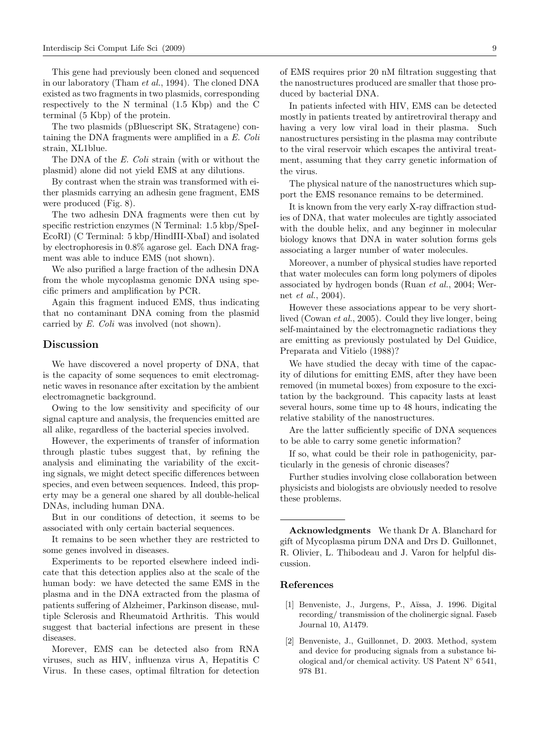This gene had previously been cloned and sequenced in our laboratory (Tham *et al.*, 1994). The cloned DNA existed as two fragments in two plasmids, corresponding respectively to the N terminal (1.5 Kbp) and the C terminal (5 Kbp) of the protein.

The two plasmids (pBluescript SK, Stratagene) containing the DNA fragments were amplified in a *E. Coli* strain, XL1blue.

The DNA of the *E. Coli* strain (with or without the plasmid) alone did not yield EMS at any dilutions.

By contrast when the strain was transformed with either plasmids carrying an adhesin gene fragment, EMS were produced (Fig. 8).

The two adhesin DNA fragments were then cut by specific restriction enzymes (N Terminal: 1.5 kbp/SpeI-EcoRI) (C Terminal: 5 kbp/HindIII-XbaI) and isolated by electrophoresis in 0.8% agarose gel. Each DNA fragment was able to induce EMS (not shown).

We also purified a large fraction of the adhesin DNA from the whole mycoplasma genomic DNA using specific primers and amplification by PCR.

Again this fragment induced EMS, thus indicating that no contaminant DNA coming from the plasmid carried by *E. Coli* was involved (not shown).

## Discussion

We have discovered a novel property of DNA, that is the capacity of some sequences to emit electromagnetic waves in resonance after excitation by the ambient electromagnetic background.

Owing to the low sensitivity and specificity of our signal capture and analysis, the frequencies emitted are all alike, regardless of the bacterial species involved.

However, the experiments of transfer of information through plastic tubes suggest that, by refining the analysis and eliminating the variability of the exciting signals, we might detect specific differences between species, and even between sequences. Indeed, this property may be a general one shared by all double-helical DNAs, including human DNA.

But in our conditions of detection, it seems to be associated with only certain bacterial sequences.

It remains to be seen whether they are restricted to some genes involved in diseases.

Experiments to be reported elsewhere indeed indicate that this detection applies also at the scale of the human body: we have detected the same EMS in the plasma and in the DNA extracted from the plasma of patients suffering of Alzheimer, Parkinson disease, multiple Sclerosis and Rheumatoid Arthritis. This would suggest that bacterial infections are present in these diseases.

Morever, EMS can be detected also from RNA viruses, such as HIV, influenza virus A, Hepatitis C Virus. In these cases, optimal filtration for detection of EMS requires prior 20 nM filtration suggesting that the nanostructures produced are smaller that those produced by bacterial DNA.

In patients infected with HIV, EMS can be detected mostly in patients treated by antiretroviral therapy and having a very low viral load in their plasma. Such nanostructures persisting in the plasma may contribute to the viral reservoir which escapes the antiviral treatment, assuming that they carry genetic information of the virus.

The physical nature of the nanostructures which support the EMS resonance remains to be determined.

It is known from the very early X-ray diffraction studies of DNA, that water molecules are tightly associated with the double helix, and any beginner in molecular biology knows that DNA in water solution forms gels associating a larger number of water molecules.

Moreover, a number of physical studies have reported that water molecules can form long polymers of dipoles associated by hydrogen bonds (Ruan *et al.*, 2004; Wernet *et al.*, 2004).

However these associations appear to be very short-lived (Cowan *et al.*, 2005). Could they live longer, being self-maintained by the electromagnetic radiations they are emitting as previously postulated by Del Guidice, Preparata and Vitielo (1988)?

We have studied the decay with time of the capacity of dilutions for emitting EMS, after they have been removed (in mumetal boxes) from exposure to the excitation by the background. This capacity lasts at least several hours, some time up to 48 hours, indicating the relative stability of the nanostructures.

Are the latter sufficiently specific of DNA sequences to be able to carry some genetic information?

If so, what could be their role in pathogenicity, particularly in the genesis of chronic diseases?

Further studies involving close collaboration between physicists and biologists are obviously needed to resolve these problems.

---

**Acknowledgments** We thank Dr A. Blanchard for gift of Mycoplasma pirum DNA and Drs D. Guillonnet, R. Olivier, L. Thibodeau and J. Varon for helpful discussion.

## References

[1] Benveniste, J., Jurgens, P., Aïssa, J. 1996. Digital recording/ transmission of the cholinergic signal. Faseb Journal 10, A1479.

[2] Benveniste, J., Guillonnet, D. 2003. Method, system and device for producing signals from a substance biological and/or chemical activity. US Patent N° 6 541, 978 B1.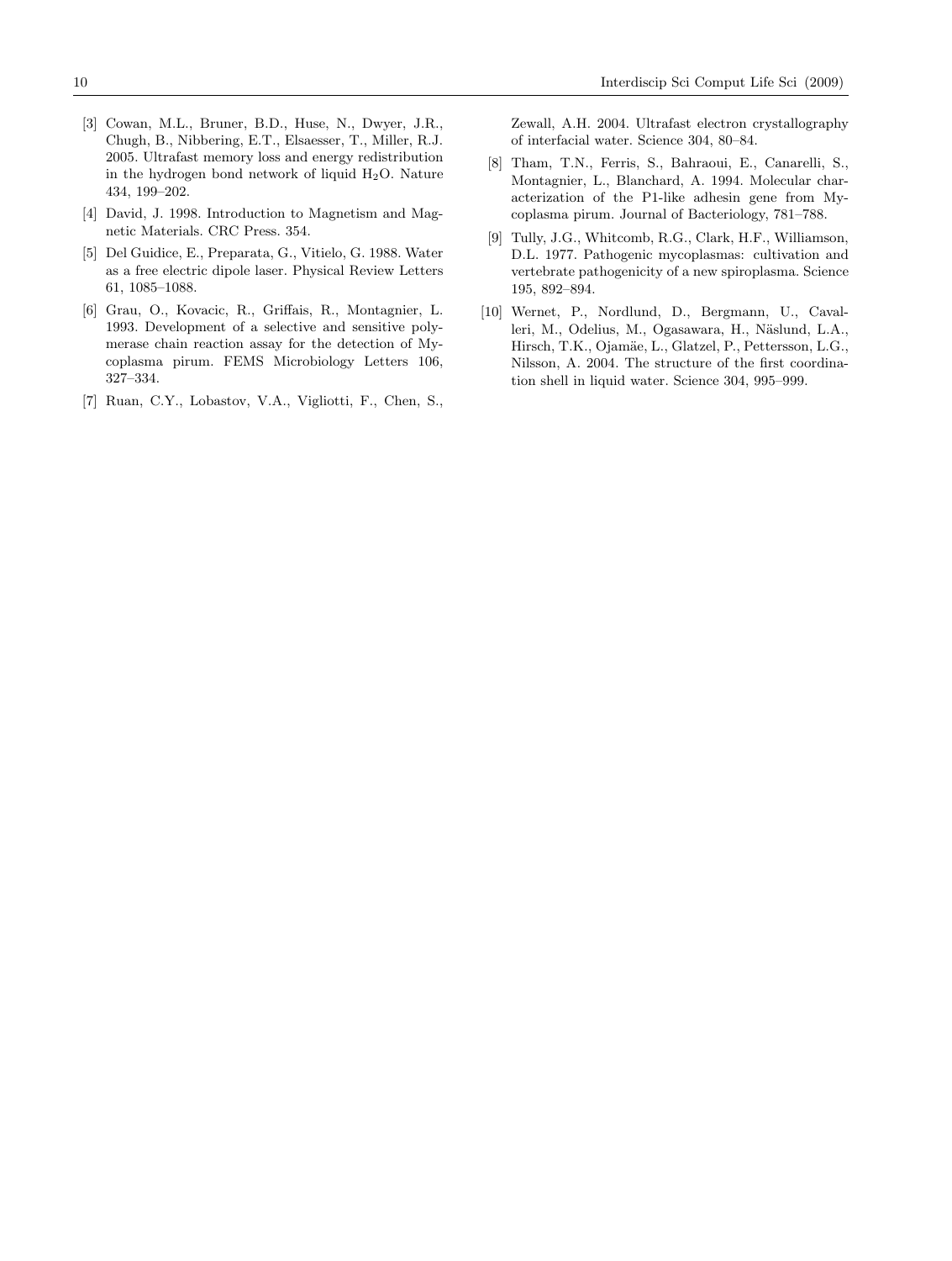[3] Cowan, M.L., Bruner, B.D., Huse, N., Dwyer, J.R., Chugh, B., Nibbering, E.T., Elsaesser, T., Miller, R.J. 2005. Ultrafast memory loss and energy redistribution in the hydrogen bond network of liquid $H_2O$. Nature 434, 199–202.

[4] David, J. 1998. Introduction to Magnetism and Magnetic Materials. CRC Press. 354.

[5] Del Guidice, E., Preparata, G., Vitielo, G. 1988. Water as a free electric dipole laser. Physical Review Letters 61, 1085–1088.

[6] Grau, O., Kovacic, R., Griffais, R., Montagnier, L. 1993. Development of a selective and sensitive polymerase chain reaction assay for the detection of Mycoplasma pirum. FEMS Microbiology Letters 106, 327–334.

[7] Ruan, C.Y., Lobastov, V.A., Vigliotti, F., Chen, S., Zewall, A.H. 2004. Ultrafast electron crystallography of interfacial water. Science 304, 80–84.

[8] Tham, T.N., Ferris, S., Bahraoui, E., Canarelli, S., Montagnier, L., Blanchard, A. 1994. Molecular characterization of the P1-like adhesin gene from Mycoplasma pirum. Journal of Bacteriology, 781–788.

[9] Tully, J.G., Whitcomb, R.G., Clark, H.F., Williamson, D.L. 1977. Pathogenic mycoplasmas: cultivation and vertebrate pathogenicity of a new spiroplasma. Science 195, 892–894.

[10] Wernet, P., Nordlund, D., Bergmann, U., Cavalleri, M., Odelius, M., Ogasawara, H., Näslund, L.A., Hirsch, T.K., Ojamäe, L., Glatzel, P., Pettersson, L.G., Nilsson, A. 2004. The structure of the first coordination shell in liquid water. Science 304, 995–999.